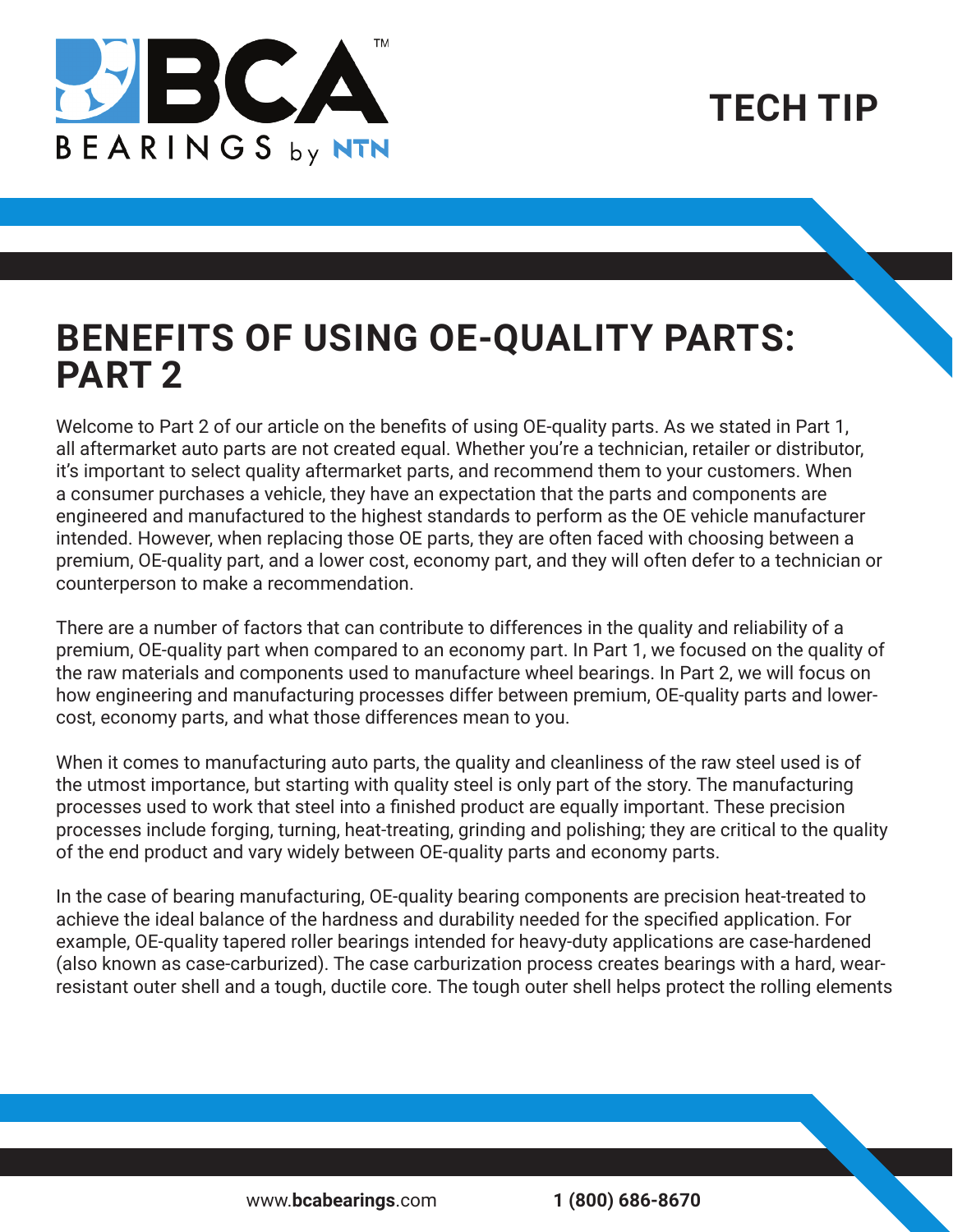TECH TIP

# BENEFITS OF USING OE-QUALITY PARTS: PART 2

Welcome to Part 2 of our article on the benefits of using OE-quality parts. As we stated in Part 1, all aftermarket auto parts are not created equal. Whether you're a technician, retailer or distributor, it's important to select quality aftermarket parts, and recommend them to your customers. When a consumer purchases a vehicle, they have an expectation that the parts and components are engineered and manufactured to the highest standards to perform as the OE vehicle manufacturer intended. However, when replacing those OE parts, they are often faced with choosing between a premium, OE-quality part, and a lower cost, economy part, and they will often defer to a technician or counterperson to make a recommendation.

There are a number of factors that can contribute to differences in the quality and reliability of a premium, OE-quality part when compared to an economy part. In Part 1, we focused on the quality of the raw materials and components used to manufacture wheel bearings. In Part 2, we will focus on how engineering and manufacturing processes differ between premium, OE-quality parts and lower-cost, economy parts, and what those differences mean to you.

When it comes to manufacturing auto parts, the quality and cleanliness of the raw steel used is of the utmost importance, but starting with quality steel is only part of the story. The manufacturing processes used to work that steel into a finished product are equally important. These precision processes include forging, turning, heat-treating, grinding and polishing; they are critical to the quality of the end product and vary widely between OE-quality parts and economy parts.

In the case of bearing manufacturing, OE-quality bearing components are precision heat-treated to achieve the ideal balance of the hardness and durability needed for the specified application. For example, OE-quality tapered roller bearings intended for heavy-duty applications are case-hardened (also known as case-carburized). The case carburization process creates bearings with a hard, wear-resistant outer shell and a tough, ductile core. The tough outer shell helps protect the rolling elements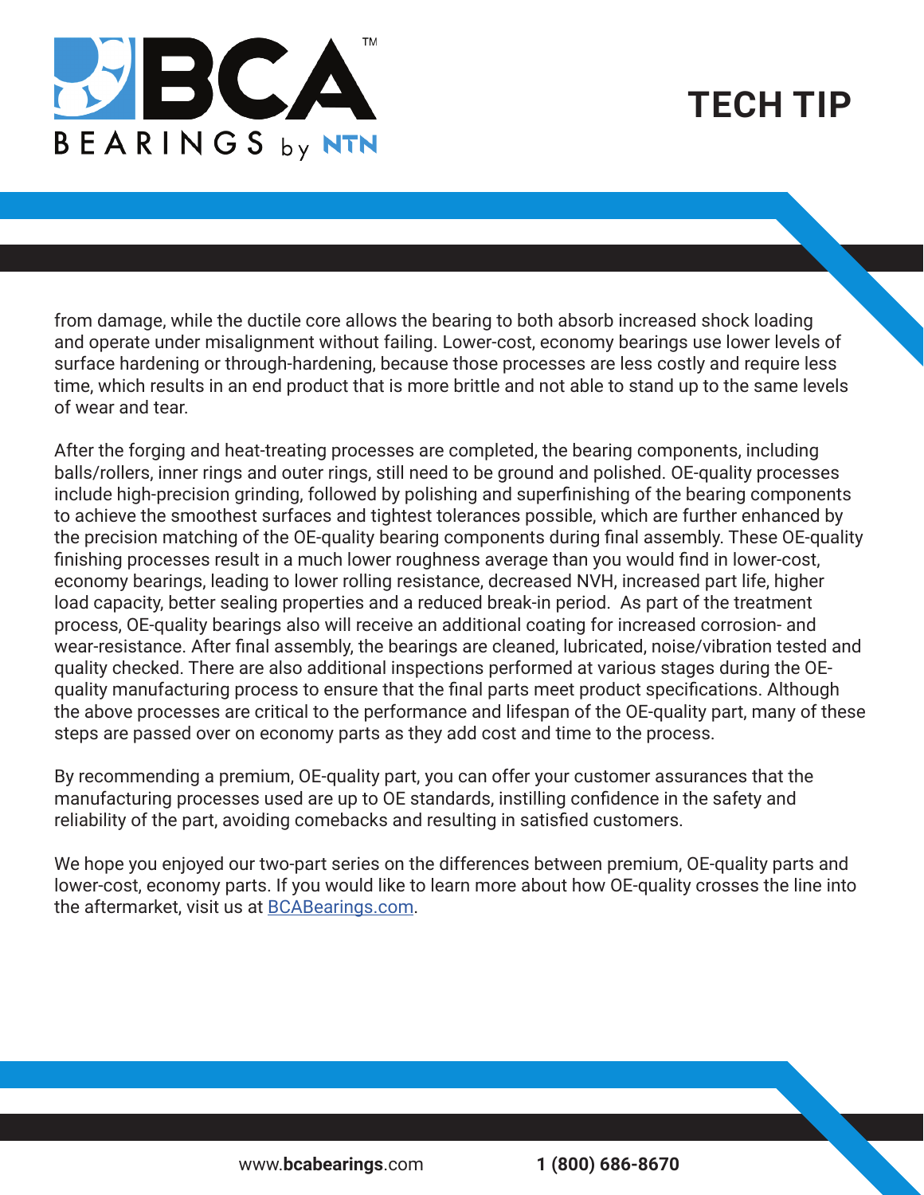from damage, while the ductile core allows the bearing to both absorb increased shock loading and operate under misalignment without failing. Lower-cost, economy bearings use lower levels of surface hardening or through-hardening, because those processes are less costly and require less time, which results in an end product that is more brittle and not able to stand up to the same levels of wear and tear.

After the forging and heat-treating processes are completed, the bearing components, including balls/rollers, inner rings and outer rings, still need to be ground and polished. OE-quality processes include high-precision grinding, followed by polishing and superfinishing of the bearing components to achieve the smoothest surfaces and tightest tolerances possible, which are further enhanced by the precision matching of the OE-quality bearing components during final assembly. These OE-quality finishing processes result in a much lower roughness average than you would find in lower-cost, economy bearings, leading to lower rolling resistance, decreased NVH, increased part life, higher load capacity, better sealing properties and a reduced break-in period. As part of the treatment process, OE-quality bearings also will receive an additional coating for increased corrosion- and wear-resistance. After final assembly, the bearings are cleaned, lubricated, noise/vibration tested and quality checked. There are also additional inspections performed at various stages during the OE-quality manufacturing process to ensure that the final parts meet product specifications. Although the above processes are critical to the performance and lifespan of the OE-quality part, many of these steps are passed over on economy parts as they add cost and time to the process.

By recommending a premium, OE-quality part, you can offer your customer assurances that the manufacturing processes used are up to OE standards, instilling confidence in the safety and reliability of the part, avoiding comebacks and resulting in satisfied customers.

We hope you enjoyed our two-part series on the differences between premium, OE-quality parts and lower-cost, economy parts. If you would like to learn more about how OE-quality crosses the line into the aftermarket, visit us at [BCABearings.com](http://BCABearings.com).